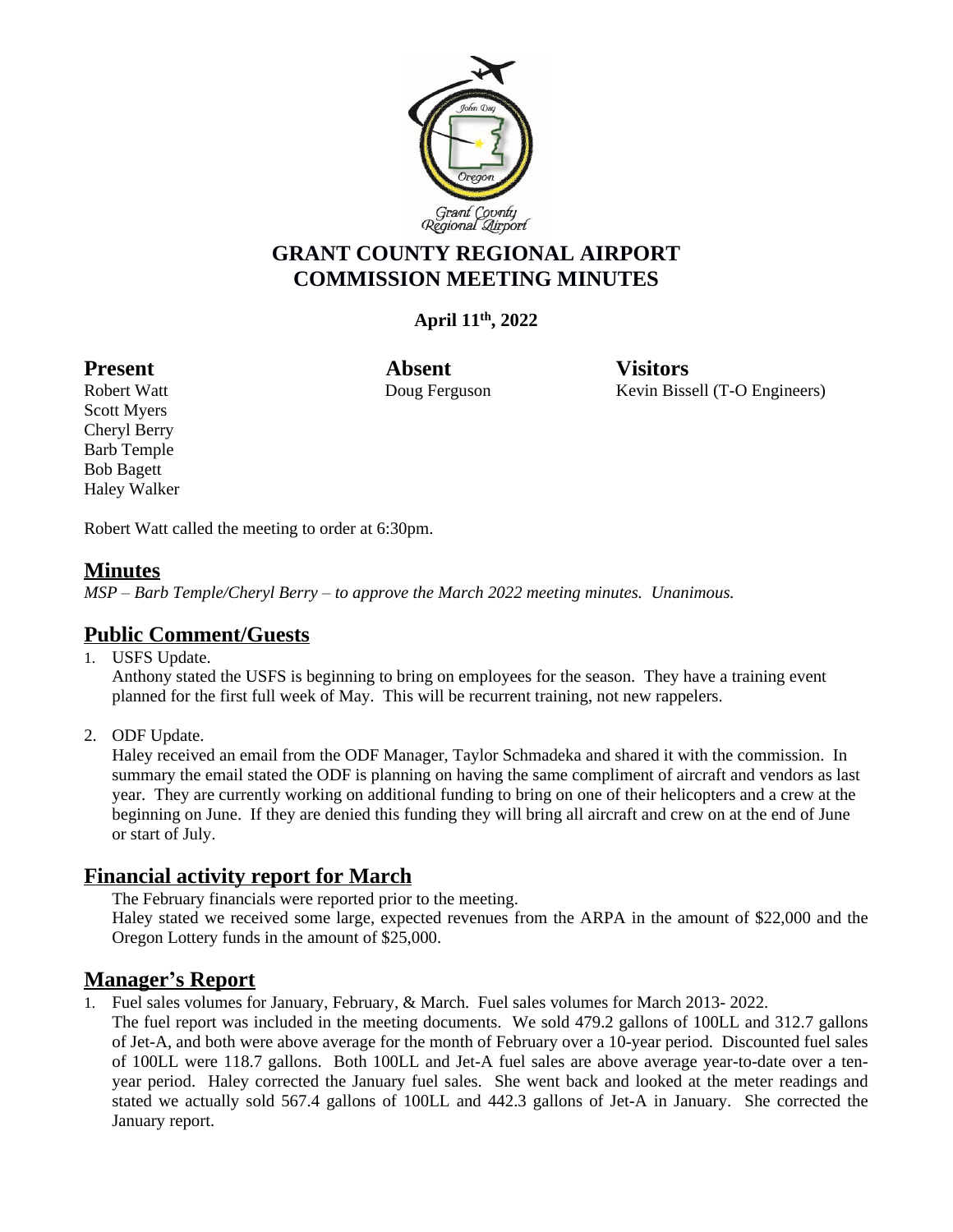# GRANT COUNTY REGIONAL AIRPORT COMMISSION MEETING MINUTES

**April 11th, 2022**

| **Present** | **Absent** | **Visitors** |
| --- | --- | --- |
| Robert Watt | Doug Ferguson | Kevin Bissell (T-O Engineers) |
| Scott Myers | | |
| Cheryl Berry | | |
| Barb Temple | | |
| Bob Bagett | | |
| Haley Walker | | |

Robert Watt called the meeting to order at 6:30pm.

## Minutes

*MSP – Barb Temple/Cheryl Berry – to approve the March 2022 meeting minutes. Unanimous.*

## Public Comment/Guests

1. USFS Update.
   Anthony stated the USFS is beginning to bring on employees for the season. They have a training event planned for the first full week of May. This will be recurrent training, not new rappelers.

2. ODF Update.
   Haley received an email from the ODF Manager, Taylor Schmadeka and shared it with the commission. In summary the email stated the ODF is planning on having the same compliment of aircraft and vendors as last year. They are currently working on additional funding to bring on one of their helicopters and a crew at the beginning on June. If they are denied this funding they will bring all aircraft and crew on at the end of June or start of July.

## Financial activity report for March

The February financials were reported prior to the meeting.
Haley stated we received some large, expected revenues from the ARPA in the amount of $22,000 and the Oregon Lottery funds in the amount of $25,000.

## Manager's Report

1. Fuel sales volumes for January, February, & March. Fuel sales volumes for March 2013- 2022.
   The fuel report was included in the meeting documents. We sold 479.2 gallons of 100LL and 312.7 gallons of Jet-A, and both were above average for the month of February over a 10-year period. Discounted fuel sales of 100LL were 118.7 gallons. Both 100LL and Jet-A fuel sales are above average year-to-date over a ten-year period. Haley corrected the January fuel sales. She went back and looked at the meter readings and stated we actually sold 567.4 gallons of 100LL and 442.3 gallons of Jet-A in January. She corrected the January report.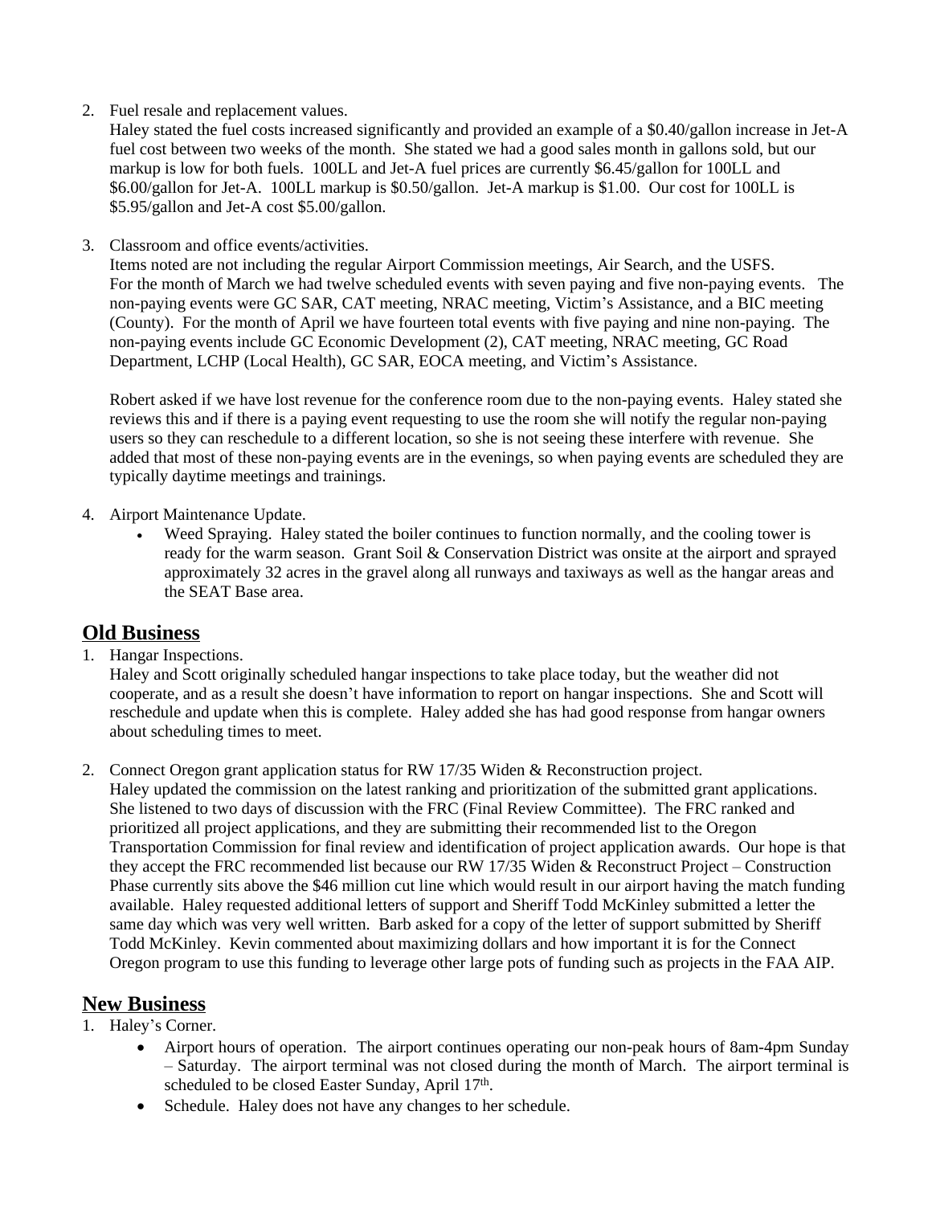2. Fuel resale and replacement values.
   Haley stated the fuel costs increased significantly and provided an example of a $0.40/gallon increase in Jet-A fuel cost between two weeks of the month. She stated we had a good sales month in gallons sold, but our markup is low for both fuels. 100LL and Jet-A fuel prices are currently $6.45/gallon for 100LL and $6.00/gallon for Jet-A. 100LL markup is $0.50/gallon. Jet-A markup is $1.00. Our cost for 100LL is $5.95/gallon and Jet-A cost $5.00/gallon.

3. Classroom and office events/activities.
   Items noted are not including the regular Airport Commission meetings, Air Search, and the USFS. For the month of March we had twelve scheduled events with seven paying and five non-paying events. The non-paying events were GC SAR, CAT meeting, NRAC meeting, Victim's Assistance, and a BIC meeting (County). For the month of April we have fourteen total events with five paying and nine non-paying. The non-paying events include GC Economic Development (2), CAT meeting, NRAC meeting, GC Road Department, LCHP (Local Health), GC SAR, EOCA meeting, and Victim's Assistance.

   Robert asked if we have lost revenue for the conference room due to the non-paying events. Haley stated she reviews this and if there is a paying event requesting to use the room she will notify the regular non-paying users so they can reschedule to a different location, so she is not seeing these interfere with revenue. She added that most of these non-paying events are in the evenings, so when paying events are scheduled they are typically daytime meetings and trainings.

4. Airport Maintenance Update.
   - Weed Spraying. Haley stated the boiler continues to function normally, and the cooling tower is ready for the warm season. Grant Soil & Conservation District was onsite at the airport and sprayed approximately 32 acres in the gravel along all runways and taxiways as well as the hangar areas and the SEAT Base area.

## Old Business

1. Hangar Inspections.
   Haley and Scott originally scheduled hangar inspections to take place today, but the weather did not cooperate, and as a result she doesn't have information to report on hangar inspections. She and Scott will reschedule and update when this is complete. Haley added she has had good response from hangar owners about scheduling times to meet.

2. Connect Oregon grant application status for RW 17/35 Widen & Reconstruction project.
   Haley updated the commission on the latest ranking and prioritization of the submitted grant applications. She listened to two days of discussion with the FRC (Final Review Committee). The FRC ranked and prioritized all project applications, and they are submitting their recommended list to the Oregon Transportation Commission for final review and identification of project application awards. Our hope is that they accept the FRC recommended list because our RW 17/35 Widen & Reconstruct Project – Construction Phase currently sits above the $46 million cut line which would result in our airport having the match funding available. Haley requested additional letters of support and Sheriff Todd McKinley submitted a letter the same day which was very well written. Barb asked for a copy of the letter of support submitted by Sheriff Todd McKinley. Kevin commented about maximizing dollars and how important it is for the Connect Oregon program to use this funding to leverage other large pots of funding such as projects in the FAA AIP.

## New Business

1. Haley's Corner.
   - Airport hours of operation. The airport continues operating our non-peak hours of 8am-4pm Sunday – Saturday. The airport terminal was not closed during the month of March. The airport terminal is scheduled to be closed Easter Sunday, April 17th.
   - Schedule. Haley does not have any changes to her schedule.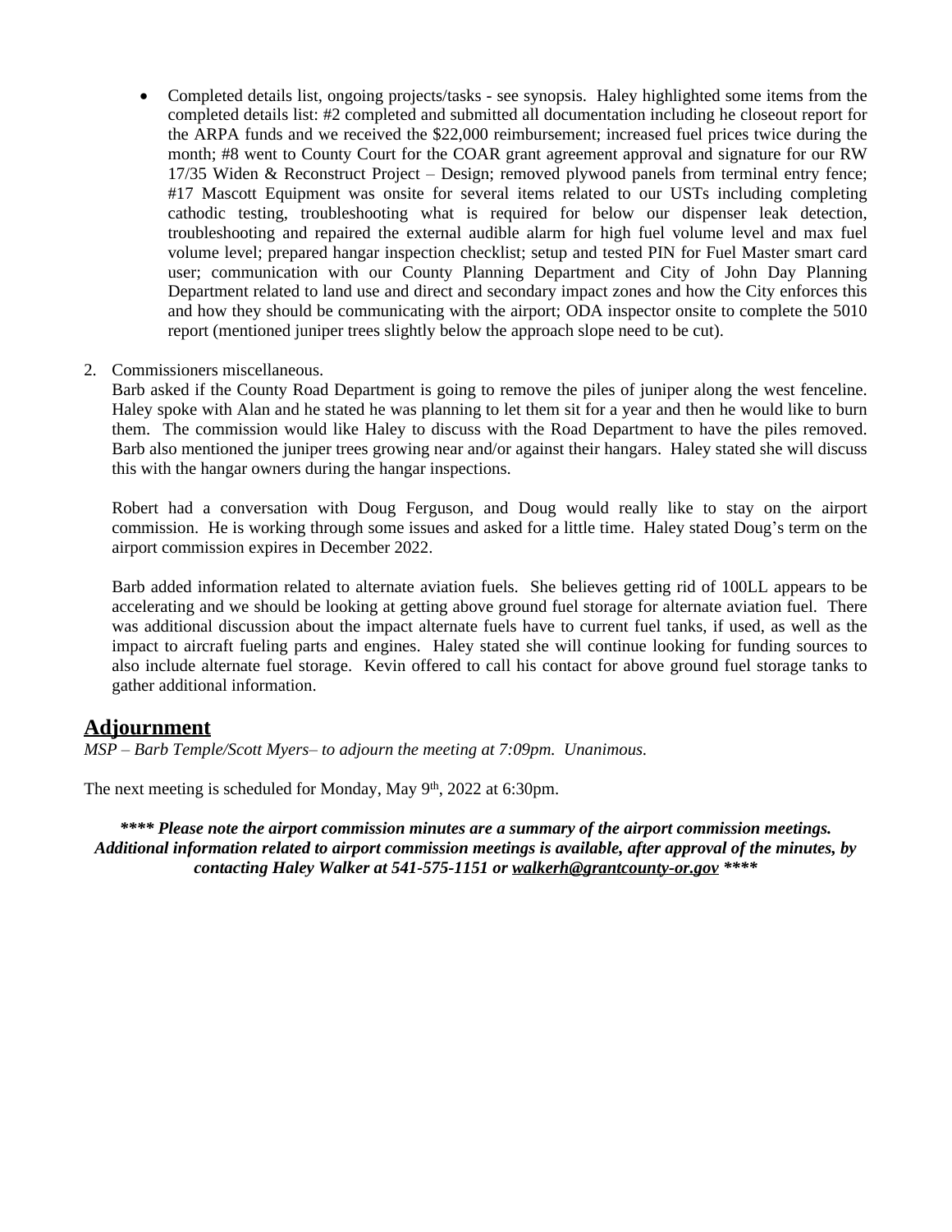- Completed details list, ongoing projects/tasks - see synopsis. Haley highlighted some items from the completed details list: #2 completed and submitted all documentation including he closeout report for the ARPA funds and we received the $22,000 reimbursement; increased fuel prices twice during the month; #8 went to County Court for the COAR grant agreement approval and signature for our RW 17/35 Widen & Reconstruct Project – Design; removed plywood panels from terminal entry fence; #17 Mascott Equipment was onsite for several items related to our USTs including completing cathodic testing, troubleshooting what is required for below our dispenser leak detection, troubleshooting and repaired the external audible alarm for high fuel volume level and max fuel volume level; prepared hangar inspection checklist; setup and tested PIN for Fuel Master smart card user; communication with our County Planning Department and City of John Day Planning Department related to land use and direct and secondary impact zones and how the City enforces this and how they should be communicating with the airport; ODA inspector onsite to complete the 5010 report (mentioned juniper trees slightly below the approach slope need to be cut).

2. Commissioners miscellaneous.
   Barb asked if the County Road Department is going to remove the piles of juniper along the west fenceline. Haley spoke with Alan and he stated he was planning to let them sit for a year and then he would like to burn them. The commission would like Haley to discuss with the Road Department to have the piles removed. Barb also mentioned the juniper trees growing near and/or against their hangars. Haley stated she will discuss this with the hangar owners during the hangar inspections.

   Robert had a conversation with Doug Ferguson, and Doug would really like to stay on the airport commission. He is working through some issues and asked for a little time. Haley stated Doug's term on the airport commission expires in December 2022.

   Barb added information related to alternate aviation fuels. She believes getting rid of 100LL appears to be accelerating and we should be looking at getting above ground fuel storage for alternate aviation fuel. There was additional discussion about the impact alternate fuels have to current fuel tanks, if used, as well as the impact to aircraft fueling parts and engines. Haley stated she will continue looking for funding sources to also include alternate fuel storage. Kevin offered to call his contact for above ground fuel storage tanks to gather additional information.

## Adjournment

*MSP – Barb Temple/Scott Myers– to adjourn the meeting at 7:09pm. Unanimous.*

The next meeting is scheduled for Monday, May 9th, 2022 at 6:30pm.

***\*\*\*\* Please note the airport commission minutes are a summary of the airport commission meetings. Additional information related to airport commission meetings is available, after approval of the minutes, by contacting Haley Walker at 541-575-1151 or walkerh@grantcounty-or.gov \*\*\*\****